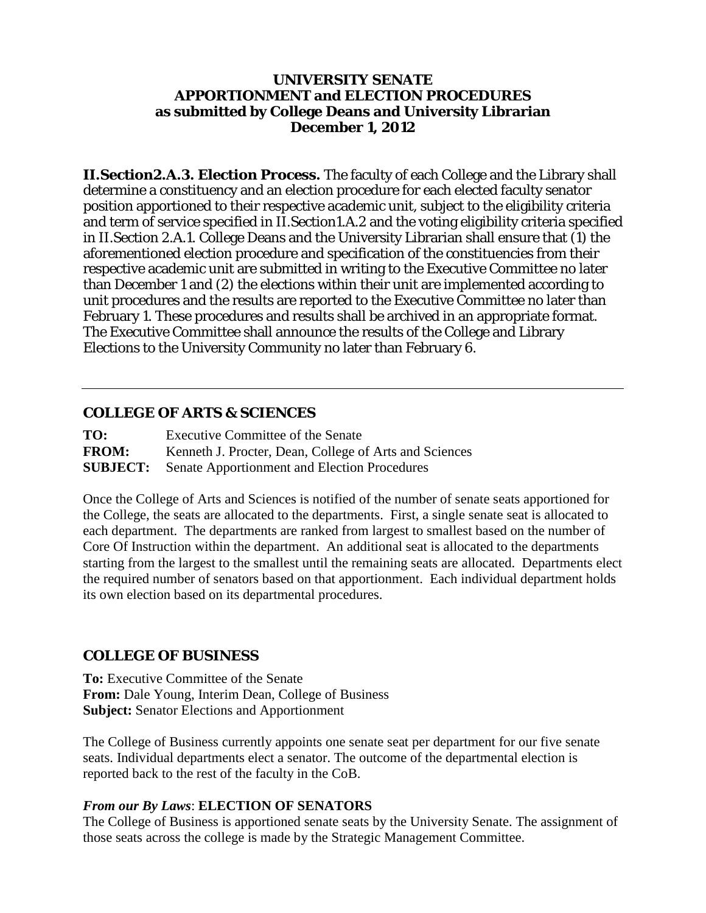# UNIVERSITY SENATE
# APPORTIONMENT and ELECTION PROCEDURES
# as submitted by College Deans and University Librarian
# December 1, 2012

**II.Section2.A.3. Election Process.** The faculty of each College and the Library shall determine a constituency and an election procedure for each elected faculty senator position apportioned to their respective academic unit, subject to the eligibility criteria and term of service specified in II.Section1.A.2 and the voting eligibility criteria specified in II.Section 2.A.1. College Deans and the University Librarian shall ensure that (1) the aforementioned election procedure and specification of the constituencies from their respective academic unit are submitted in writing to the Executive Committee no later than December 1 and (2) the elections within their unit are implemented according to unit procedures and the results are reported to the Executive Committee no later than February 1. These procedures and results shall be archived in an appropriate format. The Executive Committee shall announce the results of the College and Library Elections to the University Community no later than February 6.

---

## COLLEGE OF ARTS & SCIENCES

**TO:** Executive Committee of the Senate
**FROM:** Kenneth J. Procter, Dean, College of Arts and Sciences
**SUBJECT:** Senate Apportionment and Election Procedures

Once the College of Arts and Sciences is notified of the number of senate seats apportioned for the College, the seats are allocated to the departments. First, a single senate seat is allocated to each department. The departments are ranked from largest to smallest based on the number of Core Of Instruction within the department. An additional seat is allocated to the departments starting from the largest to the smallest until the remaining seats are allocated. Departments elect the required number of senators based on that apportionment. Each individual department holds its own election based on its departmental procedures.

## COLLEGE OF BUSINESS

**To:** Executive Committee of the Senate
**From:** Dale Young, Interim Dean, College of Business
**Subject:** Senator Elections and Apportionment

The College of Business currently appoints one senate seat per department for our five senate seats. Individual departments elect a senator. The outcome of the departmental election is reported back to the rest of the faculty in the CoB.

***From our By Laws*: ELECTION OF SENATORS**
The College of Business is apportioned senate seats by the University Senate. The assignment of those seats across the college is made by the Strategic Management Committee.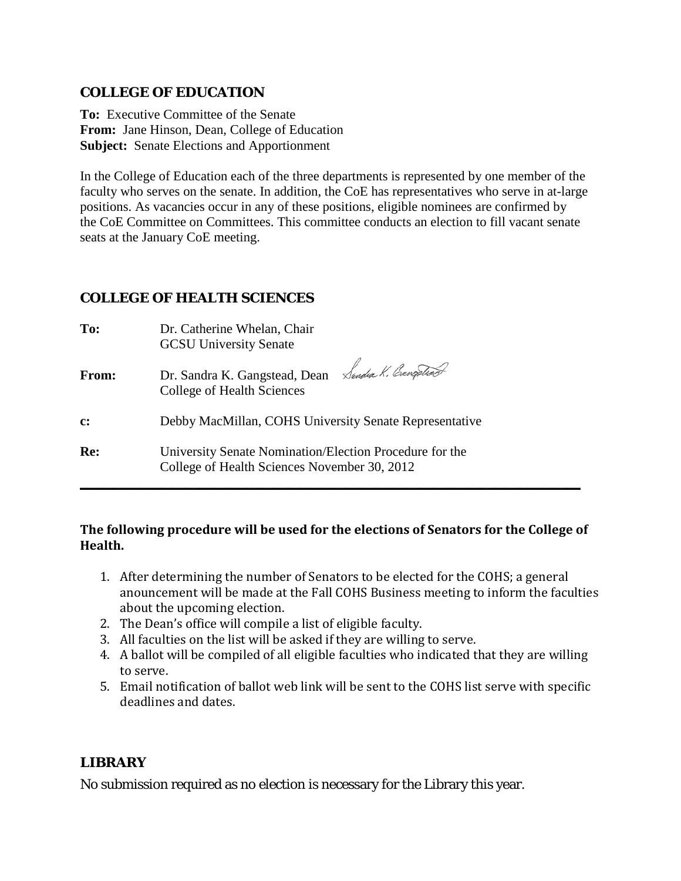## COLLEGE OF EDUCATION

**To:** Executive Committee of the Senate
**From:** Jane Hinson, Dean, College of Education
**Subject:** Senate Elections and Apportionment

In the College of Education each of the three departments is represented by one member of the faculty who serves on the senate. In addition, the CoE has representatives who serve in at-large positions. As vacancies occur in any of these positions, eligible nominees are confirmed by the CoE Committee on Committees. This committee conducts an election to fill vacant senate seats at the January CoE meeting.

## COLLEGE OF HEALTH SCIENCES

| | |
|---|---|
| **To:** | Dr. Catherine Whelan, Chair<br>GCSU University Senate |
| **From:** | Dr. Sandra K. Gangstead, Dean<br>College of Health Sciences |
| **c:** | Debby MacMillan, COHS University Senate Representative |
| **Re:** | University Senate Nomination/Election Procedure for the College of Health Sciences November 30, 2012 |

---

**The following procedure will be used for the elections of Senators for the College of Health.**

1. After determining the number of Senators to be elected for the COHS; a general anouncement will be made at the Fall COHS Business meeting to inform the faculties about the upcoming election.
2. The Dean's office will compile a list of eligible faculty.
3. All faculties on the list will be asked if they are willing to serve.
4. A ballot will be compiled of all eligible faculties who indicated that they are willing to serve.
5. Email notification of ballot web link will be sent to the COHS list serve with specific deadlines and dates.

## LIBRARY

No submission required as no election is necessary for the Library this year.